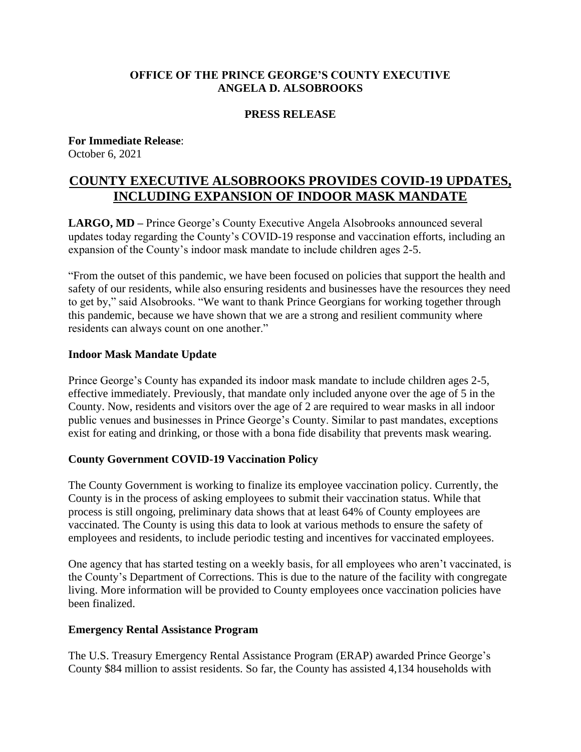**OFFICE OF THE PRINCE GEORGE'S COUNTY EXECUTIVE**
**ANGELA D. ALSOBROOKS**

**PRESS RELEASE**

**For Immediate Release**:
October 6, 2021

# COUNTY EXECUTIVE ALSOBROOKS PROVIDES COVID-19 UPDATES, INCLUDING EXPANSION OF INDOOR MASK MANDATE

**LARGO, MD –** Prince George's County Executive Angela Alsobrooks announced several updates today regarding the County's COVID-19 response and vaccination efforts, including an expansion of the County's indoor mask mandate to include children ages 2-5.

"From the outset of this pandemic, we have been focused on policies that support the health and safety of our residents, while also ensuring residents and businesses have the resources they need to get by," said Alsobrooks. "We want to thank Prince Georgians for working together through this pandemic, because we have shown that we are a strong and resilient community where residents can always count on one another."

## Indoor Mask Mandate Update

Prince George's County has expanded its indoor mask mandate to include children ages 2-5, effective immediately. Previously, that mandate only included anyone over the age of 5 in the County. Now, residents and visitors over the age of 2 are required to wear masks in all indoor public venues and businesses in Prince George's County. Similar to past mandates, exceptions exist for eating and drinking, or those with a bona fide disability that prevents mask wearing.

## County Government COVID-19 Vaccination Policy

The County Government is working to finalize its employee vaccination policy. Currently, the County is in the process of asking employees to submit their vaccination status. While that process is still ongoing, preliminary data shows that at least 64% of County employees are vaccinated. The County is using this data to look at various methods to ensure the safety of employees and residents, to include periodic testing and incentives for vaccinated employees.

One agency that has started testing on a weekly basis, for all employees who aren't vaccinated, is the County's Department of Corrections. This is due to the nature of the facility with congregate living. More information will be provided to County employees once vaccination policies have been finalized.

## Emergency Rental Assistance Program

The U.S. Treasury Emergency Rental Assistance Program (ERAP) awarded Prince George's County $84 million to assist residents. So far, the County has assisted 4,134 households with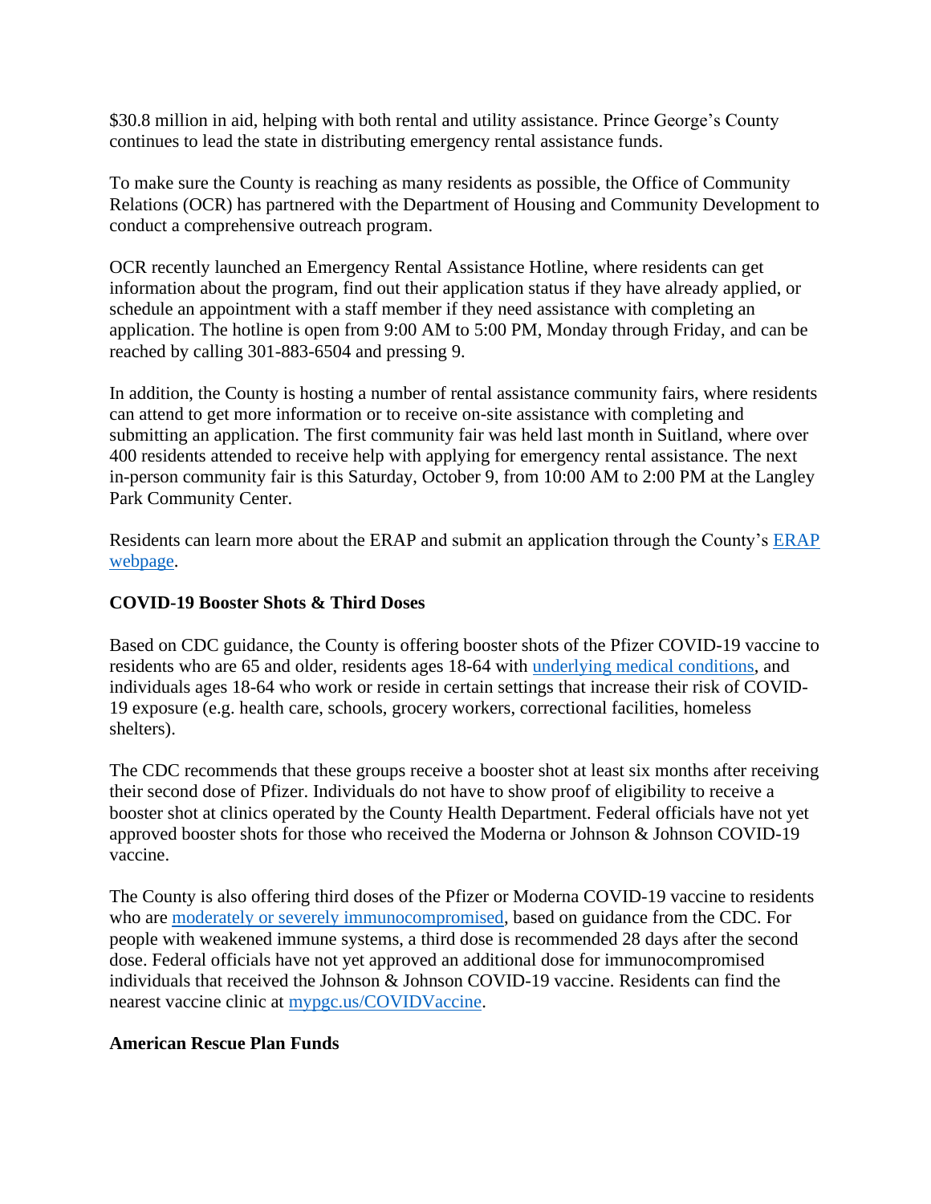$30.8 million in aid, helping with both rental and utility assistance. Prince George's County continues to lead the state in distributing emergency rental assistance funds.

To make sure the County is reaching as many residents as possible, the Office of Community Relations (OCR) has partnered with the Department of Housing and Community Development to conduct a comprehensive outreach program.

OCR recently launched an Emergency Rental Assistance Hotline, where residents can get information about the program, find out their application status if they have already applied, or schedule an appointment with a staff member if they need assistance with completing an application. The hotline is open from 9:00 AM to 5:00 PM, Monday through Friday, and can be reached by calling 301-883-6504 and pressing 9.

In addition, the County is hosting a number of rental assistance community fairs, where residents can attend to get more information or to receive on-site assistance with completing and submitting an application. The first community fair was held last month in Suitland, where over 400 residents attended to receive help with applying for emergency rental assistance. The next in-person community fair is this Saturday, October 9, from 10:00 AM to 2:00 PM at the Langley Park Community Center.

Residents can learn more about the ERAP and submit an application through the County's ERAP webpage.

**COVID-19 Booster Shots & Third Doses**

Based on CDC guidance, the County is offering booster shots of the Pfizer COVID-19 vaccine to residents who are 65 and older, residents ages 18-64 with underlying medical conditions, and individuals ages 18-64 who work or reside in certain settings that increase their risk of COVID-19 exposure (e.g. health care, schools, grocery workers, correctional facilities, homeless shelters).

The CDC recommends that these groups receive a booster shot at least six months after receiving their second dose of Pfizer. Individuals do not have to show proof of eligibility to receive a booster shot at clinics operated by the County Health Department. Federal officials have not yet approved booster shots for those who received the Moderna or Johnson & Johnson COVID-19 vaccine.

The County is also offering third doses of the Pfizer or Moderna COVID-19 vaccine to residents who are moderately or severely immunocompromised, based on guidance from the CDC. For people with weakened immune systems, a third dose is recommended 28 days after the second dose. Federal officials have not yet approved an additional dose for immunocompromised individuals that received the Johnson & Johnson COVID-19 vaccine. Residents can find the nearest vaccine clinic at mypgc.us/COVIDVaccine.

**American Rescue Plan Funds**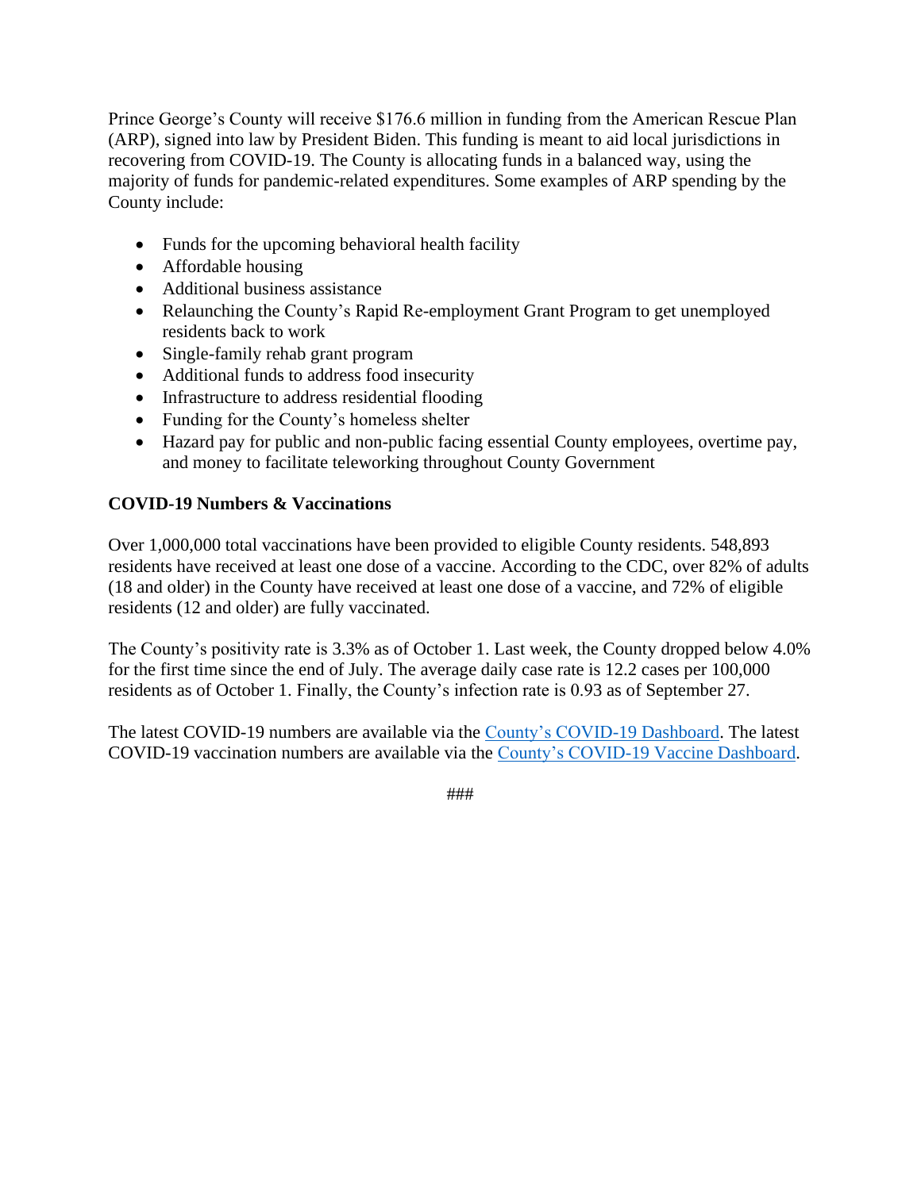Prince George's County will receive $176.6 million in funding from the American Rescue Plan (ARP), signed into law by President Biden. This funding is meant to aid local jurisdictions in recovering from COVID-19. The County is allocating funds in a balanced way, using the majority of funds for pandemic-related expenditures. Some examples of ARP spending by the County include:

- Funds for the upcoming behavioral health facility
- Affordable housing
- Additional business assistance
- Relaunching the County's Rapid Re-employment Grant Program to get unemployed residents back to work
- Single-family rehab grant program
- Additional funds to address food insecurity
- Infrastructure to address residential flooding
- Funding for the County's homeless shelter
- Hazard pay for public and non-public facing essential County employees, overtime pay, and money to facilitate teleworking throughout County Government

**COVID-19 Numbers & Vaccinations**

Over 1,000,000 total vaccinations have been provided to eligible County residents. 548,893 residents have received at least one dose of a vaccine. According to the CDC, over 82% of adults (18 and older) in the County have received at least one dose of a vaccine, and 72% of eligible residents (12 and older) are fully vaccinated.

The County's positivity rate is 3.3% as of October 1. Last week, the County dropped below 4.0% for the first time since the end of July. The average daily case rate is 12.2 cases per 100,000 residents as of October 1. Finally, the County's infection rate is 0.93 as of September 27.

The latest COVID-19 numbers are available via the County's COVID-19 Dashboard. The latest COVID-19 vaccination numbers are available via the County's COVID-19 Vaccine Dashboard.

###